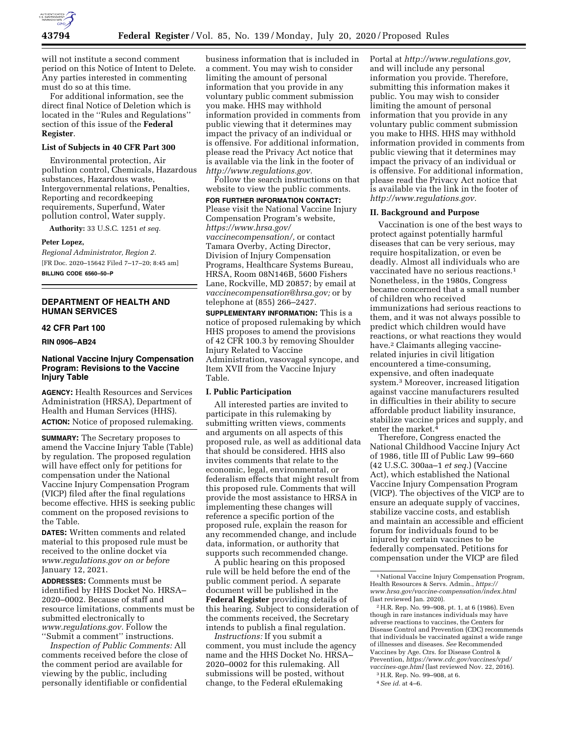will not institute a second comment period on this Notice of Intent to Delete. Any parties interested in commenting must do so at this time.

For additional information, see the direct final Notice of Deletion which is located in the ''Rules and Regulations'' section of this issue of the **Federal Register**.

### List of Subjects in 40 CFR Part 300

Environmental protection, Air pollution control, Chemicals, Hazardous substances, Hazardous waste, Intergovernmental relations, Penalties, Reporting and recordkeeping requirements, Superfund, Water pollution control, Water supply.

**Authority:** 33 U.S.C. 1251 *et seq.*

**Peter Lopez,**

*Regional Administrator, Region 2.*

[FR Doc. 2020–15642 Filed 7–17–20; 8:45 am]

**BILLING CODE 6560–50–P**

---

## DEPARTMENT OF HEALTH AND HUMAN SERVICES

### 42 CFR Part 100

**RIN 0906–AB24**

## National Vaccine Injury Compensation Program: Revisions to the Vaccine Injury Table

**AGENCY:** Health Resources and Services Administration (HRSA), Department of Health and Human Services (HHS).

**ACTION:** Notice of proposed rulemaking.

**SUMMARY:** The Secretary proposes to amend the Vaccine Injury Table (Table) by regulation. The proposed regulation will have effect only for petitions for compensation under the National Vaccine Injury Compensation Program (VICP) filed after the final regulations become effective. HHS is seeking public comment on the proposed revisions to the Table.

**DATES:** Written comments and related material to this proposed rule must be received to the online docket via *www.regulations.gov on or before* January 12, 2021.

**ADDRESSES:** Comments must be identified by HHS Docket No. HRSA–2020–0002. Because of staff and resource limitations, comments must be submitted electronically to *www.regulations.gov.* Follow the ''Submit a comment'' instructions.

*Inspection of Public Comments:* All comments received before the close of the comment period are available for viewing by the public, including personally identifiable or confidential business information that is included in a comment. You may wish to consider limiting the amount of personal information that you provide in any voluntary public comment submission you make. HHS may withhold information provided in comments from public viewing that it determines may impact the privacy of an individual or is offensive. For additional information, please read the Privacy Act notice that is available via the link in the footer of *http://www.regulations.gov.*

Follow the search instructions on that website to view the public comments.

**FOR FURTHER INFORMATION CONTACT:** Please visit the National Vaccine Injury Compensation Program's website, *https://www.hrsa.gov/vaccinecompensation/,* or contact Tamara Overby, Acting Director, Division of Injury Compensation Programs, Healthcare Systems Bureau, HRSA, Room 08N146B, 5600 Fishers Lane, Rockville, MD 20857; by email at *vaccinecompensation@hrsa.gov;* or by telephone at (855) 266–2427.

**SUPPLEMENTARY INFORMATION:** This is a notice of proposed rulemaking by which HHS proposes to amend the provisions of 42 CFR 100.3 by removing Shoulder Injury Related to Vaccine Administration, vasovagal syncope, and Item XVII from the Vaccine Injury Table.

### I. Public Participation

All interested parties are invited to participate in this rulemaking by submitting written views, comments and arguments on all aspects of this proposed rule, as well as additional data that should be considered. HHS also invites comments that relate to the economic, legal, environmental, or federalism effects that might result from this proposed rule. Comments that will provide the most assistance to HRSA in implementing these changes will reference a specific portion of the proposed rule, explain the reason for any recommended change, and include data, information, or authority that supports such recommended change.

A public hearing on this proposed rule will be held before the end of the public comment period. A separate document will be published in the **Federal Register** providing details of this hearing. Subject to consideration of the comments received, the Secretary intends to publish a final regulation.

*Instructions:* If you submit a comment, you must include the agency name and the HHS Docket No. HRSA–2020–0002 for this rulemaking. All submissions will be posted, without change, to the Federal eRulemaking Portal at *http://www.regulations.gov,* and will include any personal information you provide. Therefore, submitting this information makes it public. You may wish to consider limiting the amount of personal information that you provide in any voluntary public comment submission you make to HHS. HHS may withhold information provided in comments from public viewing that it determines may impact the privacy of an individual or is offensive. For additional information, please read the Privacy Act notice that is available via the link in the footer of *http://www.regulations.gov.*

### II. Background and Purpose

Vaccination is one of the best ways to protect against potentially harmful diseases that can be very serious, may require hospitalization, or even be deadly. Almost all individuals who are vaccinated have no serious reactions.[1] Nonetheless, in the 1980s, Congress became concerned that a small number of children who received immunizations had serious reactions to them, and it was not always possible to predict which children would have reactions, or what reactions they would have.[2] Claimants alleging vaccine-related injuries in civil litigation encountered a time-consuming, expensive, and often inadequate system.[3] Moreover, increased litigation against vaccine manufacturers resulted in difficulties in their ability to secure affordable product liability insurance, stabilize vaccine prices and supply, and enter the market.[4]

Therefore, Congress enacted the National Childhood Vaccine Injury Act of 1986, title III of Public Law 99–660 (42 U.S.C. 300aa–1 *et seq.*) (Vaccine Act), which established the National Vaccine Injury Compensation Program (VICP). The objectives of the VICP are to ensure an adequate supply of vaccines, stabilize vaccine costs, and establish and maintain an accessible and efficient forum for individuals found to be injured by certain vaccines to be federally compensated. Petitions for compensation under the VICP are filed

---

[1] National Vaccine Injury Compensation Program, Health Resources & Servs. Admin., *https://www.hrsa.gov/vaccine-compensation/index.html* (last reviewed Jan. 2020).

[2] H.R. Rep. No. 99–908, pt. 1, at 6 (1986). Even though in rare instances individuals may have adverse reactions to vaccines, the Centers for Disease Control and Prevention (CDC) recommends that individuals be vaccinated against a wide range of illnesses and diseases. *See* Recommended Vaccines by Age. Ctrs. for Disease Control & Prevention, *https://www.cdc.gov/vaccines/vpd/vaccines-age.html* (last reviewed Nov. 22, 2016).

[3] H.R. Rep. No. 99–908, at 6.

[4] *See id.* at 4–6.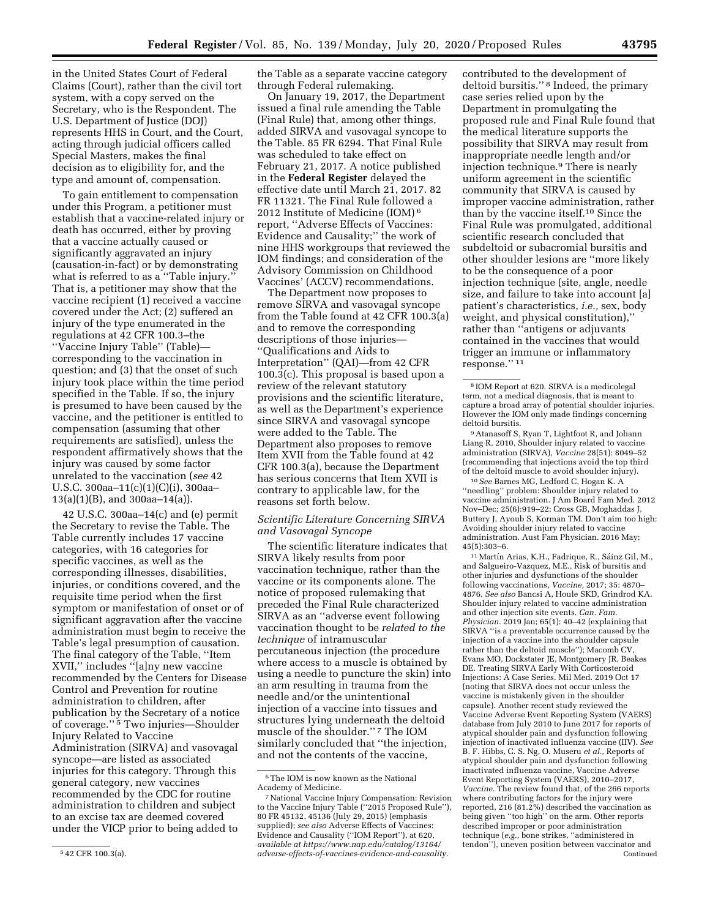in the United States Court of Federal Claims (Court), rather than the civil tort system, with a copy served on the Secretary, who is the Respondent. The U.S. Department of Justice (DOJ) represents HHS in Court, and the Court, acting through judicial officers called Special Masters, makes the final decision as to eligibility for, and the type and amount of, compensation.

To gain entitlement to compensation under this Program, a petitioner must establish that a vaccine-related injury or death has occurred, either by proving that a vaccine actually caused or significantly aggravated an injury (causation-in-fact) or by demonstrating what is referred to as a ''Table injury.'' That is, a petitioner may show that the vaccine recipient (1) received a vaccine covered under the Act; (2) suffered an injury of the type enumerated in the regulations at 42 CFR 100.3–the ''Vaccine Injury Table'' (Table)—corresponding to the vaccination in question; and (3) that the onset of such injury took place within the time period specified in the Table. If so, the injury is presumed to have been caused by the vaccine, and the petitioner is entitled to compensation (assuming that other requirements are satisfied), unless the respondent affirmatively shows that the injury was caused by some factor unrelated to the vaccination (*see* 42 U.S.C. 300aa–11(c)(1)(C)(i), 300aa–13(a)(1)(B), and 300aa–14(a)).

42 U.S.C. 300aa–14(c) and (e) permit the Secretary to revise the Table. The Table currently includes 17 vaccine categories, with 16 categories for specific vaccines, as well as the corresponding illnesses, disabilities, injuries, or conditions covered, and the requisite time period when the first symptom or manifestation of onset or of significant aggravation after the vaccine administration must begin to receive the Table's legal presumption of causation. The final category of the Table, ''Item XVII,'' includes ''[a]ny new vaccine recommended by the Centers for Disease Control and Prevention for routine administration to children, after publication by the Secretary of a notice of coverage.'' [5] Two injuries—Shoulder Injury Related to Vaccine Administration (SIRVA) and vasovagal syncope—are listed as associated injuries for this category. Through this general category, new vaccines recommended by the CDC for routine administration to children and subject to an excise tax are deemed covered under the VICP prior to being added to the Table as a separate vaccine category through Federal rulemaking.

On January 19, 2017, the Department issued a final rule amending the Table (Final Rule) that, among other things, added SIRVA and vasovagal syncope to the Table. 85 FR 6294. That Final Rule was scheduled to take effect on February 21, 2017. A notice published in the **Federal Register** delayed the effective date until March 21, 2017. 82 FR 11321. The Final Rule followed a 2012 Institute of Medicine (IOM) [6] report, ''Adverse Effects of Vaccines: Evidence and Causality;'' the work of nine HHS workgroups that reviewed the IOM findings; and consideration of the Advisory Commission on Childhood Vaccines' (ACCV) recommendations.

The Department now proposes to remove SIRVA and vasovagal syncope from the Table found at 42 CFR 100.3(a) and to remove the corresponding descriptions of those injuries—''Qualifications and Aids to Interpretation'' (QAI)—from 42 CFR 100.3(c). This proposal is based upon a review of the relevant statutory provisions and the scientific literature, as well as the Department's experience since SIRVA and vasovagal syncope were added to the Table. The Department also proposes to remove Item XVII from the Table found at 42 CFR 100.3(a), because the Department has serious concerns that Item XVII is contrary to applicable law, for the reasons set forth below.

### *Scientific Literature Concerning SIRVA and Vasovagal Syncope*

The scientific literature indicates that SIRVA likely results from poor vaccination technique, rather than the vaccine or its components alone. The notice of proposed rulemaking that preceded the Final Rule characterized SIRVA as an ''adverse event following vaccination thought to be *related to the technique* of intramuscular percutaneous injection (the procedure where access to a muscle is obtained by using a needle to puncture the skin) into an arm resulting in trauma from the needle and/or the unintentional injection of a vaccine into tissues and structures lying underneath the deltoid muscle of the shoulder.'' [7] The IOM similarly concluded that ''the injection, and not the contents of the vaccine, contributed to the development of deltoid bursitis.'' [8] Indeed, the primary case series relied upon by the Department in promulgating the proposed rule and Final Rule found that the medical literature supports the possibility that SIRVA may result from inappropriate needle length and/or injection technique.[9] There is nearly uniform agreement in the scientific community that SIRVA is caused by improper vaccine administration, rather than by the vaccine itself.[10] Since the Final Rule was promulgated, additional scientific research concluded that subdeltoid or subacromial bursitis and other shoulder lesions are ''more likely to be the consequence of a poor injection technique (site, angle, needle size, and failure to take into account [a] patient's characteristics, *i.e.,* sex, body weight, and physical constitution),'' rather than ''antigens or adjuvants contained in the vaccines that would trigger an immune or inflammatory response.'' [11]

---

[5] 42 CFR 100.3(a).

[6] The IOM is now known as the National Academy of Medicine.

[7] National Vaccine Injury Compensation: Revision to the Vaccine Injury Table (''2015 Proposed Rule''), 80 FR 45132, 45136 (July 29, 2015) (emphasis supplied); *see also* Adverse Effects of Vaccines: Evidence and Causality (''IOM Report''), at 620, *available at https://www.nap.edu/catalog/13164/adverse-effects-of-vaccines-evidence-and-causality.*

[8] IOM Report at 620. SIRVA is a medicolegal term, not a medical diagnosis, that is meant to capture a broad array of potential shoulder injuries. However the IOM only made findings concerning deltoid bursitis.

[9] Atanasoff S, Ryan T, Lightfoot R, and Johann Liang R, 2010, Shoulder injury related to vaccine administration (SIRVA), *Vaccine* 28(51): 8049–52 (recommending that injections avoid the top third of the deltoid muscle to avoid shoulder injury).

[10] *See* Barnes MG, Ledford C, Hogan K. A ''needling'' problem: Shoulder injury related to vaccine administration. J Am Board Fam Med. 2012 Nov–Dec; 25(6):919–22; Cross GB, Moghaddas J, Buttery J, Ayoub S, Korman TM. Don't aim too high: Avoiding shoulder injury related to vaccine administration. Aust Fam Physician. 2016 May; 45(5):303–6.

[11] Martín Arias, K.H., Fadrique, R., Sáinz Gil, M., and Salgueiro-Vazquez, M.E., Risk of bursitis and other injuries and dysfunctions of the shoulder following vaccinations, *Vaccine,* 2017; 35: 4870–4876. *See also* Bancsi A, Houle SKD, Grindrod KA. Shoulder injury related to vaccine administration and other injection site events. *Can. Fam. Physician.* 2019 Jan; 65(1): 40–42 (explaining that SIRVA ''is a preventable occurrence caused by the injection of a vaccine into the shoulder capsule rather than the deltoid muscle''); Macomb CV, Evans MO, Dockstater JE, Montgomery JR, Beakes DE. Treating SIRVA Early With Corticosteroid Injections: A Case Series. Mil Med. 2019 Oct 17 (noting that SIRVA does not occur unless the vaccine is mistakenly given in the shoulder capsule). Another recent study reviewed the Vaccine Adverse Event Reporting System (VAERS) database from July 2010 to June 2017 for reports of atypical shoulder pain and dysfunction following injection of inactivated influenza vaccine (IIV). *See* B. F. Hibbs, C. S. Ng, O. Museru *et al.,* Reports of atypical shoulder pain and dysfunction following inactivated influenza vaccine, Vaccine Adverse Event Reporting System (VAERS), 2010–2017, *Vaccine.* The review found that, of the 266 reports where contributing factors for the injury were reported, 216 (81.2%) described the vaccination as being given ''too high'' on the arm. Other reports described improper or poor administration technique (*e.g.,* bone strikes, ''administered in tendon''), uneven position between vaccinator and

Continued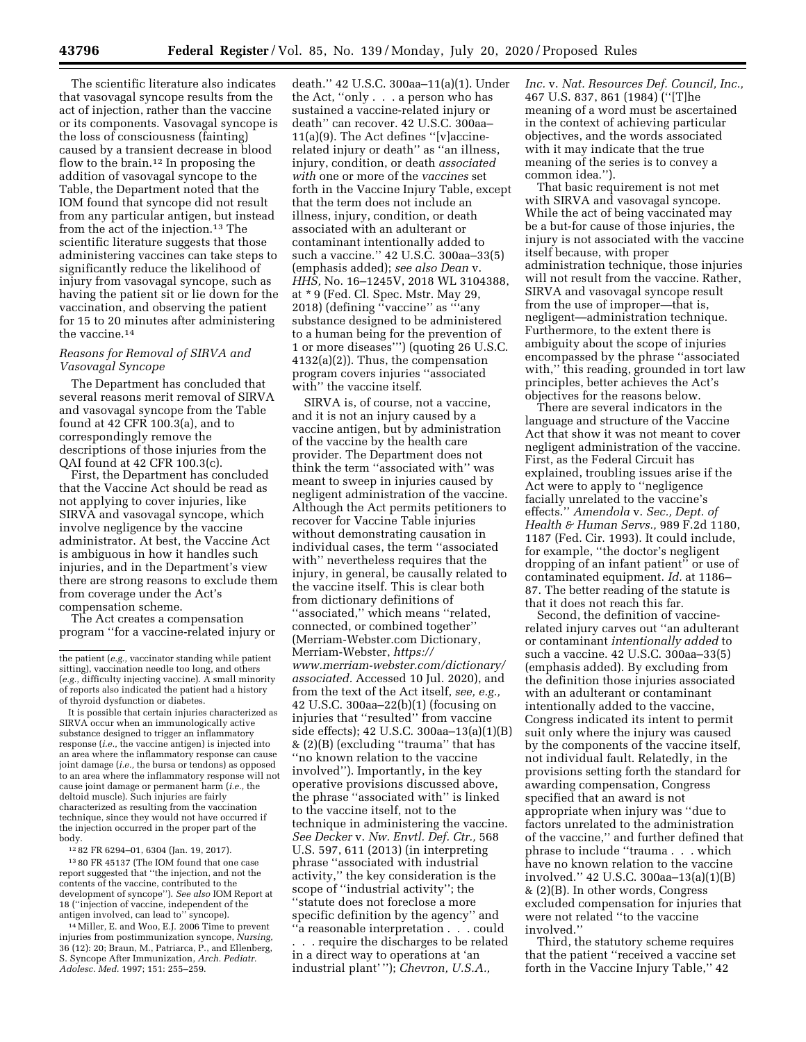The scientific literature also indicates that vasovagal syncope results from the act of injection, rather than the vaccine or its components. Vasovagal syncope is the loss of consciousness (fainting) caused by a transient decrease in blood flow to the brain.[12] In proposing the addition of vasovagal syncope to the Table, the Department noted that the IOM found that syncope did not result from any particular antigen, but instead from the act of the injection.[13] The scientific literature suggests that those administering vaccines can take steps to significantly reduce the likelihood of injury from vasovagal syncope, such as having the patient sit or lie down for the vaccination, and observing the patient for 15 to 20 minutes after administering the vaccine.[14]

*Reasons for Removal of SIRVA and Vasovagal Syncope*

The Department has concluded that several reasons merit removal of SIRVA and vasovagal syncope from the Table found at 42 CFR 100.3(a), and to correspondingly remove the descriptions of those injuries from the QAI found at 42 CFR 100.3(c).

First, the Department has concluded that the Vaccine Act should be read as not applying to cover injuries, like SIRVA and vasovagal syncope, which involve negligence by the vaccine administrator. At best, the Vaccine Act is ambiguous in how it handles such injuries, and in the Department's view there are strong reasons to exclude them from coverage under the Act's compensation scheme.

The Act creates a compensation program "for a vaccine-related injury or death." 42 U.S.C. 300aa–11(a)(1). Under the Act, "only . . . a person who has sustained a vaccine-related injury or death" can recover. 42 U.S.C. 300aa–11(a)(9). The Act defines "[v]accine-related injury or death" as "an illness, injury, condition, or death *associated with* one or more of the *vaccines* set forth in the Vaccine Injury Table, except that the term does not include an illness, injury, condition, or death associated with an adulterant or contaminant intentionally added to such a vaccine." 42 U.S.C. 300aa–33(5) (emphasis added); *see also Dean* v. *HHS,* No. 16–1245V, 2018 WL 3104388, at *9 (Fed. Cl. Spec. Mstr. May 29, 2018) (defining "vaccine" as "'any substance designed to be administered to a human being for the prevention of 1 or more diseases'") (quoting 26 U.S.C. 4132(a)(2)). Thus, the compensation program covers injuries "associated with" the vaccine itself.

SIRVA is, of course, not a vaccine, and it is not an injury caused by a vaccine antigen, but by administration of the vaccine by the health care provider. The Department does not think the term "associated with" was meant to sweep in injuries caused by negligent administration of the vaccine. Although the Act permits petitioners to recover for Vaccine Table injuries without demonstrating causation in individual cases, the term "associated with" nevertheless requires that the injury, in general, be causally related to the vaccine itself. This is clear both from dictionary definitions of "associated," which means "related, connected, or combined together" (Merriam-Webster.com Dictionary, Merriam-Webster, *https://www.merriam-webster.com/dictionary/associated.* Accessed 10 Jul. 2020), and from the text of the Act itself, *see, e.g.,* 42 U.S.C. 300aa–22(b)(1) (focusing on injuries that "resulted" from vaccine side effects); 42 U.S.C. 300aa–13(a)(1)(B) & (2)(B) (excluding "trauma" that has "no known relation to the vaccine involved"). Importantly, in the key operative provisions discussed above, the phrase "associated with" is linked to the vaccine itself, not to the technique in administering the vaccine. *See Decker* v. *Nw. Envtl. Def. Ctr.,* 568 U.S. 597, 611 (2013) (in interpreting phrase "associated with industrial activity," the key consideration is the scope of "industrial activity"; the "statute does not foreclose a more specific definition by the agency" and "a reasonable interpretation . . . could . . . require the discharges to be related in a direct way to operations at 'an industrial plant' "); *Chevron, U.S.A., Inc.* v. *Nat. Resources Def. Council, Inc.,* 467 U.S. 837, 861 (1984) ("[T]he meaning of a word must be ascertained in the context of achieving particular objectives, and the words associated with it may indicate that the true meaning of the series is to convey a common idea.").

That basic requirement is not met with SIRVA and vasovagal syncope. While the act of being vaccinated may be a but-for cause of those injuries, the injury is not associated with the vaccine itself because, with proper administration technique, those injuries will not result from the vaccine. Rather, SIRVA and vasovagal syncope result from the use of improper—that is, negligent—administration technique. Furthermore, to the extent there is ambiguity about the scope of injuries encompassed by the phrase "associated with," this reading, grounded in tort law principles, better achieves the Act's objectives for the reasons below.

There are several indicators in the language and structure of the Vaccine Act that show it was not meant to cover negligent administration of the vaccine. First, as the Federal Circuit has explained, troubling issues arise if the Act were to apply to "negligence facially unrelated to the vaccine's effects." *Amendola* v. *Sec., Dept. of Health & Human Servs.,* 989 F.2d 1180, 1187 (Fed. Cir. 1993). It could include, for example, "the doctor's negligent dropping of an infant patient" or use of contaminated equipment. *Id.* at 1186–87. The better reading of the statute is that it does not reach this far.

Second, the definition of vaccine-related injury carves out "an adulterant or contaminant *intentionally added* to such a vaccine. 42 U.S.C. 300aa–33(5) (emphasis added). By excluding from the definition those injuries associated with an adulterant or contaminant intentionally added to the vaccine, Congress indicated its intent to permit suit only where the injury was caused by the components of the vaccine itself, not individual fault. Relatedly, in the provisions setting forth the standard for awarding compensation, Congress specified that an award is not appropriate when injury was "due to factors unrelated to the administration of the vaccine," and further defined that phrase to include "trauma . . . which have no known relation to the vaccine involved." 42 U.S.C. 300aa–13(a)(1)(B) & (2)(B). In other words, Congress excluded compensation for injuries that were not related "to the vaccine involved."

Third, the statutory scheme requires that the patient "received a vaccine set forth in the Vaccine Injury Table," 42

---

the patient (*e.g.,* vaccinator standing while patient sitting), vaccination needle too long, and others (*e.g.,* difficulty injecting vaccine). A small minority of reports also indicated the patient had a history of thyroid dysfunction or diabetes.

It is possible that certain injuries characterized as SIRVA occur when an immunologically active substance designed to trigger an inflammatory response (*i.e.,* the vaccine antigen) is injected into an area where the inflammatory response can cause joint damage (*i.e.,* the bursa or tendons) as opposed to an area where the inflammatory response will not cause joint damage or permanent harm (*i.e.,* the deltoid muscle). Such injuries are fairly characterized as resulting from the vaccination technique, since they would not have occurred if the injection occurred in the proper part of the body.

[12] 82 FR 6294–01, 6304 (Jan. 19, 2017).

[13] 80 FR 45137 (The IOM found that one case report suggested that "the injection, and not the contents of the vaccine, contributed to the development of syncope"). *See also* IOM Report at 18 ("injection of vaccine, independent of the antigen involved, can lead to" syncope).

[14] Miller, E. and Woo, E.J. 2006 Time to prevent injuries from postimmunization syncope, *Nursing,* 36 (12): 20; Braun, M., Patriarca, P., and Ellenberg, S. Syncope After Immunization, *Arch. Pediatr. Adolesc. Med.* 1997; 151: 255–259.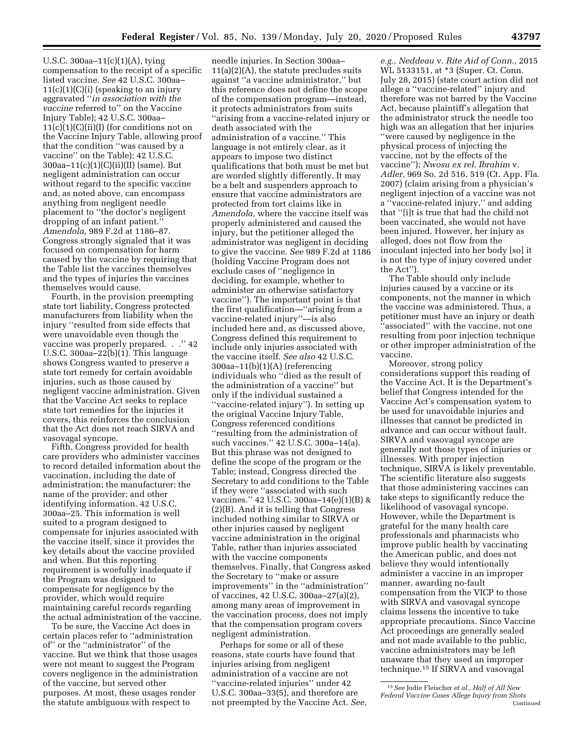U.S.C. 300aa–11(c)(1)(A), tying compensation to the receipt of a specific listed vaccine. *See* 42 U.S.C. 300aa–11(c)(1)(C)(i) (speaking to an injury aggravated ''*in association with the vaccine* referred to'' on the Vaccine Injury Table); 42 U.S.C. 300aa–11(c)(1)(C)(ii)(I) (for conditions not on the Vaccine Injury Table, allowing proof that the condition ''was caused by a vaccine'' on the Table); 42 U.S.C. 300aa–11(c)(1)(C)(ii)(II) (same). But negligent administration can occur without regard to the specific vaccine and, as noted above, can encompass anything from negligent needle placement to ''the doctor's negligent dropping of an infant patient.'' *Amendola,* 989 F.2d at 1186–87. Congress strongly signaled that it was focused on compensation for harm caused by the vaccine by requiring that the Table list the vaccines themselves and the types of injuries the vaccines themselves would cause.

Fourth, in the provision preempting state tort liability, Congress protected manufacturers from liability when the injury ''resulted from side effects that were unavoidable even though the vaccine was properly prepared. . .'' 42 U.S.C. 300aa–22(b)(1). This language shows Congress wanted to preserve a state tort remedy for certain avoidable injuries, such as those caused by negligent vaccine administration. Given that the Vaccine Act seeks to replace state tort remedies for the injuries it covers, this reinforces the conclusion that the Act does not reach SIRVA and vasovagal syncope.

Fifth, Congress provided for health care providers who administer vaccines to record detailed information about the vaccination, including the date of administration; the manufacturer; the name of the provider; and other identifying information. 42 U.S.C. 300aa–25. This information is well suited to a program designed to compensate for injuries associated with the vaccine itself, since it provides the key details about the vaccine provided and when. But this reporting requirement is woefully inadequate if the Program was designed to compensate for negligence by the provider, which would require maintaining careful records regarding the actual administration of the vaccine.

To be sure, the Vaccine Act does in certain places refer to ''administration of'' or the ''administrator'' of the vaccine. But we think that those usages were not meant to suggest the Program covers negligence in the administration of the vaccine, but served other purposes. At most, these usages render the statute ambiguous with respect to needle injuries. In Section 300aa–11(a)(2)(A), the statute precludes suits against ''a vaccine administrator,'' but this reference does not define the scope of the compensation program—instead, it protects administrators from suits ''arising from a vaccine-related injury or death associated with the administration of a vaccine.'' This language is not entirely clear, as it appears to impose two distinct qualifications that both must be met but are worded slightly differently. It may be a belt and suspenders approach to ensure that vaccine administrators are protected from tort claims like in *Amendola,* where the vaccine itself was properly administered and caused the injury, but the petitioner alleged the administrator was negligent in deciding to give the vaccine. *See* 989 F.2d at 1186 (holding Vaccine Program does not exclude cases of ''negligence in deciding, for example, whether to administer an otherwise satisfactory vaccine''). The important point is that the first qualification—''arising from a vaccine-related injury''—is also included here and, as discussed above, Congress defined this requirement to include only injuries associated with the vaccine itself. *See also* 42 U.S.C. 300aa–11(b)(1)(A) (referencing individuals who ''died as the result of the administration of a vaccine'' but only if the individual sustained a ''vaccine-related injury''). In setting up the original Vaccine Injury Table, Congress referenced conditions ''resulting from the administration of such vaccines.'' 42 U.S.C. 300a–14(a). But this phrase was not designed to define the scope of the program or the Table; instead, Congress directed the Secretary to add conditions to the Table if they were ''associated with such vaccines.'' 42 U.S.C. 300aa–14(e)(1)(B) & (2)(B). And it is telling that Congress included nothing similar to SIRVA or other injuries caused by negligent vaccine administration in the original Table, rather than injuries associated with the vaccine components themselves. Finally, that Congress asked the Secretary to ''make or assure improvements'' in the ''administration'' of vaccines, 42 U.S.C. 300aa–27(a)(2), among many areas of improvement in the vaccination process, does not imply that the compensation program covers negligent administration.

Perhaps for some or all of these reasons, state courts have found that injuries arising from negligent administration of a vaccine are not ''vaccine-related injuries'' under 42 U.S.C. 300aa–33(5), and therefore are not preempted by the Vaccine Act. *See, e.g., Neddeau* v. *Rite Aid of Conn.,* 2015 WL 5133151, at *3 (Super. Ct. Conn. July 28, 2015) (state court action did not allege a ''vaccine-related'' injury and therefore was not barred by the Vaccine Act, because plaintiff's allegation that the administrator struck the needle too high was an allegation that her injuries ''were caused by negligence in the physical process of injecting the vaccine, not by the effects of the vaccine''); *Nwosu ex rel. Ibrahim* v. *Adler,* 969 So. 2d 516, 519 (Ct. App. Fla. 2007) (claim arising from a physician's negligent injection of a vaccine was not a ''vaccine-related injury,'' and adding that ''[i]t is true that had the child not been vaccinated, she would not have been injured. However, her injury as alleged, does not flow from the inoculant injected into her body [so] it is not the type of injury covered under the Act'').

The Table should only include injuries caused by a vaccine or its components, not the manner in which the vaccine was administered. Thus, a petitioner must have an injury or death ''associated'' with the vaccine, not one resulting from poor injection technique or other improper administration of the vaccine.

Moreover, strong policy considerations support this reading of the Vaccine Act. It is the Department's belief that Congress intended for the Vaccine Act's compensation system to be used for unavoidable injuries and illnesses that cannot be predicted in advance and can occur without fault. SIRVA and vasovagal syncope are generally not those types of injuries or illnesses. With proper injection technique, SIRVA is likely preventable. The scientific literature also suggests that those administering vaccines can take steps to significantly reduce the likelihood of vasovagal syncope. However, while the Department is grateful for the many health care professionals and pharmacists who improve public health by vaccinating the American public, and does not believe they would intentionally administer a vaccine in an improper manner, awarding no-fault compensation from the VICP to those with SIRVA and vasovagal syncope claims lessens the incentive to take appropriate precautions. Since Vaccine Act proceedings are generally sealed and not made available to the public, vaccine administrators may be left unaware that they used an improper technique.[15] If SIRVA and vasovagal

[15] *See* Jodie Fleischer *et al., Half of All New Federal Vaccine Cases Allege Injury from Shots* Continued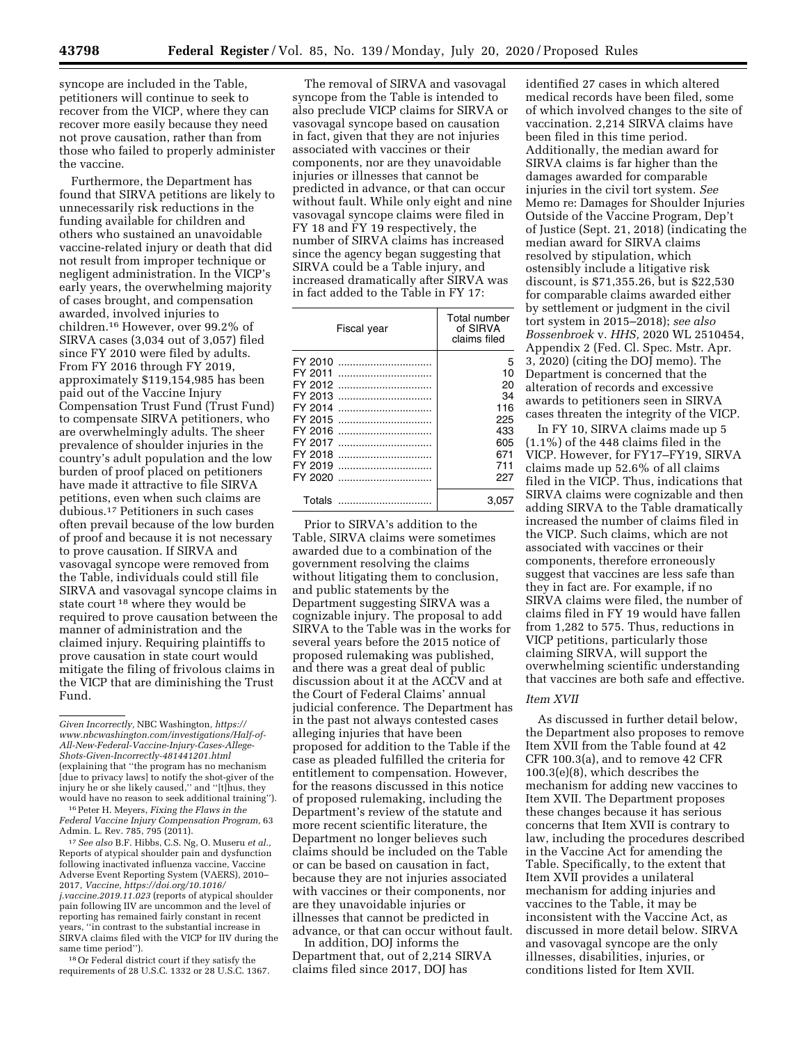syncope are included in the Table, petitioners will continue to seek to recover from the VICP, where they can recover more easily because they need not prove causation, rather than from those who failed to properly administer the vaccine.

Furthermore, the Department has found that SIRVA petitions are likely to unnecessarily risk reductions in the funding available for children and others who sustained an unavoidable vaccine-related injury or death that did not result from improper technique or negligent administration. In the VICP's early years, the overwhelming majority of cases brought, and compensation awarded, involved injuries to children.[16] However, over 99.2% of SIRVA cases (3,034 out of 3,057) filed since FY 2010 were filed by adults. From FY 2016 through FY 2019, approximately $119,154,985 has been paid out of the Vaccine Injury Compensation Trust Fund (Trust Fund) to compensate SIRVA petitioners, who are overwhelmingly adults. The sheer prevalence of shoulder injuries in the country's adult population and the low burden of proof placed on petitioners have made it attractive to file SIRVA petitions, even when such claims are dubious.[17] Petitioners in such cases often prevail because of the low burden of proof and because it is not necessary to prove causation. If SIRVA and vasovagal syncope were removed from the Table, individuals could still file SIRVA and vasovagal syncope claims in state court[18] where they would be required to prove causation between the manner of administration and the claimed injury. Requiring plaintiffs to prove causation in state court would mitigate the filing of frivolous claims in the VICP that are diminishing the Trust Fund.

The removal of SIRVA and vasovagal syncope from the Table is intended to also preclude VICP claims for SIRVA or vasovagal syncope based on causation in fact, given that they are not injuries associated with vaccines or their components, nor are they unavoidable injuries or illnesses that cannot be predicted in advance, or that can occur without fault. While only eight and nine vasovagal syncope claims were filed in FY 18 and FY 19 respectively, the number of SIRVA claims has increased since the agency began suggesting that SIRVA could be a Table injury, and increased dramatically after SIRVA was in fact added to the Table in FY 17:

| Fiscal year | Total number of SIRVA claims filed |
|---|---|
| FY 2010 | 5 |
| FY 2011 | 10 |
| FY 2012 | 20 |
| FY 2013 | 34 |
| FY 2014 | 116 |
| FY 2015 | 225 |
| FY 2016 | 433 |
| FY 2017 | 605 |
| FY 2018 | 671 |
| FY 2019 | 711 |
| FY 2020 | 227 |
| Totals | 3,057 |

Prior to SIRVA's addition to the Table, SIRVA claims were sometimes awarded due to a combination of the government resolving the claims without litigating them to conclusion, and public statements by the Department suggesting SIRVA was a cognizable injury. The proposal to add SIRVA to the Table was in the works for several years before the 2015 notice of proposed rulemaking was published, and there was a great deal of public discussion about it at the ACCV and at the Court of Federal Claims' annual judicial conference. The Department has in the past not always contested cases alleging injuries that have been proposed for addition to the Table if the case as pleaded fulfilled the criteria for entitlement to compensation. However, for the reasons discussed in this notice of proposed rulemaking, including the Department's review of the statute and more recent scientific literature, the Department no longer believes such claims should be included on the Table or can be based on causation in fact, because they are not injuries associated with vaccines or their components, nor are they unavoidable injuries or illnesses that cannot be predicted in advance, or that can occur without fault.

In addition, DOJ informs the Department that, out of 2,214 SIRVA claims filed since 2017, DOJ has identified 27 cases in which altered medical records have been filed, some of which involved changes to the site of vaccination. 2,214 SIRVA claims have been filed in this time period. Additionally, the median award for SIRVA claims is far higher than the damages awarded for comparable injuries in the civil tort system. *See* Memo re: Damages for Shoulder Injuries Outside of the Vaccine Program, Dep't of Justice (Sept. 21, 2018) (indicating the median award for SIRVA claims resolved by stipulation, which ostensibly include a litigative risk discount, is $71,355.26, but is $22,530 for comparable claims awarded either by settlement or judgment in the civil tort system in 2015–2018); *see also Bossenbroek* v. *HHS,* 2020 WL 2510454, Appendix 2 (Fed. Cl. Spec. Mstr. Apr. 3, 2020) (citing the DOJ memo). The Department is concerned that the alteration of records and excessive awards to petitioners seen in SIRVA cases threaten the integrity of the VICP.

In FY 10, SIRVA claims made up 5 (1.1%) of the 448 claims filed in the VICP. However, for FY17–FY19, SIRVA claims made up 52.6% of all claims filed in the VICP. Thus, indications that SIRVA claims were cognizable and then adding SIRVA to the Table dramatically increased the number of claims filed in the VICP. Such claims, which are not associated with vaccines or their components, therefore erroneously suggest that vaccines are less safe than they in fact are. For example, if no SIRVA claims were filed, the number of claims filed in FY 19 would have fallen from 1,282 to 575. Thus, reductions in VICP petitions, particularly those claiming SIRVA, will support the overwhelming scientific understanding that vaccines are both safe and effective.

### *Item XVII*

As discussed in further detail below, the Department also proposes to remove Item XVII from the Table found at 42 CFR 100.3(a), and to remove 42 CFR 100.3(e)(8), which describes the mechanism for adding new vaccines to Item XVII. The Department proposes these changes because it has serious concerns that Item XVII is contrary to law, including the procedures described in the Vaccine Act for amending the Table. Specifically, to the extent that Item XVII provides a unilateral mechanism for adding injuries and vaccines to the Table, it may be inconsistent with the Vaccine Act, as discussed in more detail below. SIRVA and vasovagal syncope are the only illnesses, disabilities, injuries, or conditions listed for Item XVII.

---

*Given Incorrectly,* NBC Washington, *https://www.nbcwashington.com/investigations/Half-of-All-New-Federal-Vaccine-Injury-Cases-Allege-Shots-Given-Incorrectly-481441201.html* (explaining that "the program has no mechanism [due to privacy laws] to notify the shot-giver of the injury he or she likely caused," and "[t]hus, they would have no reason to seek additional training").

[16] Peter H. Meyers, *Fixing the Flaws in the Federal Vaccine Injury Compensation Program,* 63 Admin. L. Rev. 785, 795 (2011).

[17] *See also* B.F. Hibbs, C.S. Ng, O. Museru *et al.,* Reports of atypical shoulder pain and dysfunction following inactivated influenza vaccine, Vaccine Adverse Event Reporting System (VAERS), 2010–2017, *Vaccine, https://doi.org/10.1016/j.vaccine.2019.11.023* (reports of atypical shoulder pain following IIV are uncommon and the level of reporting has remained fairly constant in recent years, "in contrast to the substantial increase in SIRVA claims filed with the VICP for IIV during the same time period").

[18] Or Federal district court if they satisfy the requirements of 28 U.S.C. 1332 or 28 U.S.C. 1367.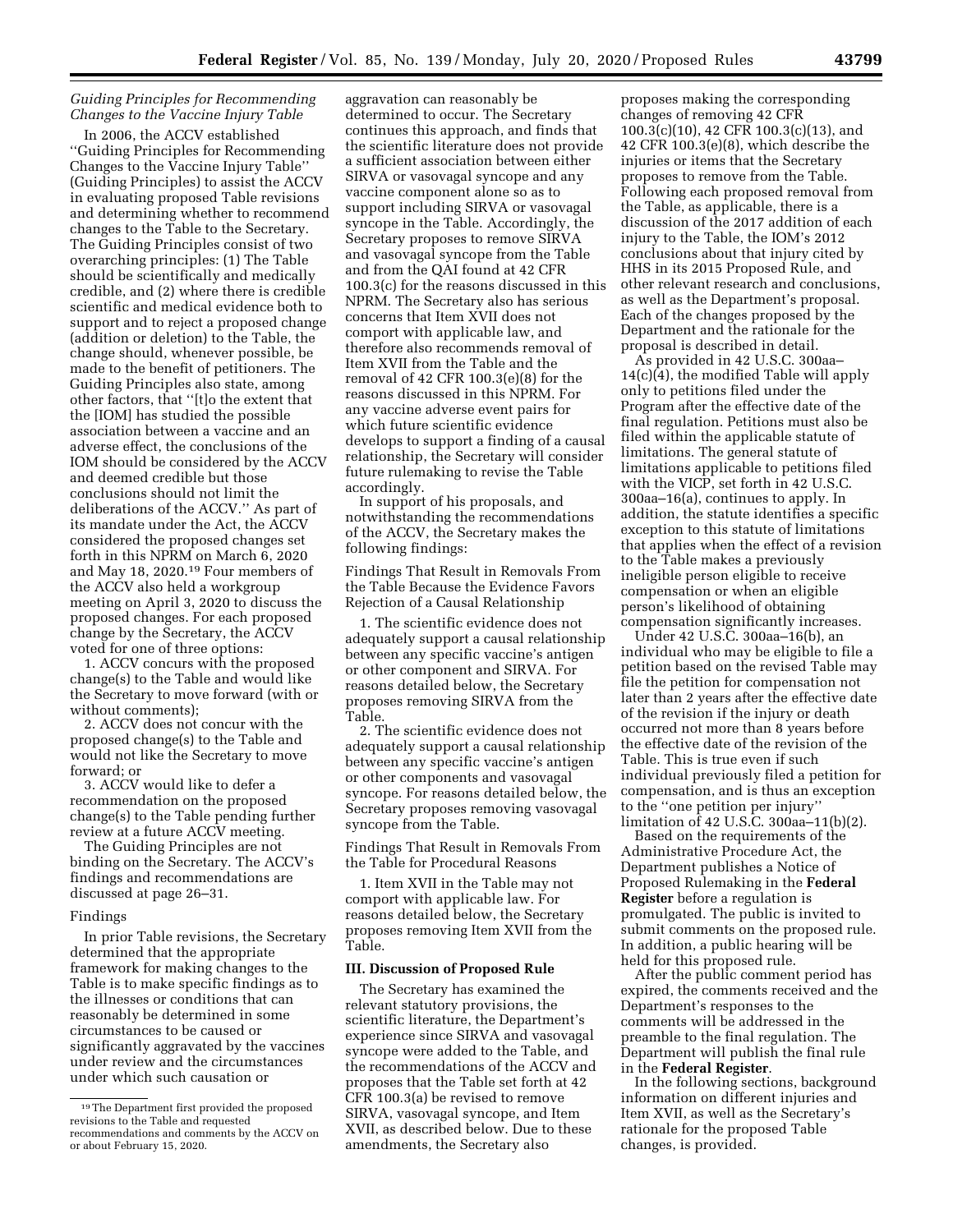*Guiding Principles for Recommending Changes to the Vaccine Injury Table*

In 2006, the ACCV established ''Guiding Principles for Recommending Changes to the Vaccine Injury Table'' (Guiding Principles) to assist the ACCV in evaluating proposed Table revisions and determining whether to recommend changes to the Table to the Secretary. The Guiding Principles consist of two overarching principles: (1) The Table should be scientifically and medically credible, and (2) where there is credible scientific and medical evidence both to support and to reject a proposed change (addition or deletion) to the Table, the change should, whenever possible, be made to the benefit of petitioners. The Guiding Principles also state, among other factors, that ''[t]o the extent that the [IOM] has studied the possible association between a vaccine and an adverse effect, the conclusions of the IOM should be considered by the ACCV and deemed credible but those conclusions should not limit the deliberations of the ACCV.'' As part of its mandate under the Act, the ACCV considered the proposed changes set forth in this NPRM on March 6, 2020 and May 18, 2020.[19] Four members of the ACCV also held a workgroup meeting on April 3, 2020 to discuss the proposed changes. For each proposed change by the Secretary, the ACCV voted for one of three options:

1. ACCV concurs with the proposed change(s) to the Table and would like the Secretary to move forward (with or without comments);
2. ACCV does not concur with the proposed change(s) to the Table and would not like the Secretary to move forward; or
3. ACCV would like to defer a recommendation on the proposed change(s) to the Table pending further review at a future ACCV meeting.

The Guiding Principles are not binding on the Secretary. The ACCV's findings and recommendations are discussed at page 26–31.

Findings

In prior Table revisions, the Secretary determined that the appropriate framework for making changes to the Table is to make specific findings as to the illnesses or conditions that can reasonably be determined in some circumstances to be caused or significantly aggravated by the vaccines under review and the circumstances under which such causation or aggravation can reasonably be determined to occur. The Secretary continues this approach, and finds that the scientific literature does not provide a sufficient association between either SIRVA or vasovagal syncope and any vaccine component alone so as to support including SIRVA or vasovagal syncope in the Table. Accordingly, the Secretary proposes to remove SIRVA and vasovagal syncope from the Table and from the QAI found at 42 CFR 100.3(c) for the reasons discussed in this NPRM. The Secretary also has serious concerns that Item XVII does not comport with applicable law, and therefore also recommends removal of Item XVII from the Table and the removal of 42 CFR 100.3(e)(8) for the reasons discussed in this NPRM. For any vaccine adverse event pairs for which future scientific evidence develops to support a finding of a causal relationship, the Secretary will consider future rulemaking to revise the Table accordingly.

In support of his proposals, and notwithstanding the recommendations of the ACCV, the Secretary makes the following findings:

Findings That Result in Removals From the Table Because the Evidence Favors Rejection of a Causal Relationship

1. The scientific evidence does not adequately support a causal relationship between any specific vaccine's antigen or other component and SIRVA. For reasons detailed below, the Secretary proposes removing SIRVA from the Table.
2. The scientific evidence does not adequately support a causal relationship between any specific vaccine's antigen or other components and vasovagal syncope. For reasons detailed below, the Secretary proposes removing vasovagal syncope from the Table.

Findings That Result in Removals From the Table for Procedural Reasons

1. Item XVII in the Table may not comport with applicable law. For reasons detailed below, the Secretary proposes removing Item XVII from the Table.

## III. Discussion of Proposed Rule

The Secretary has examined the relevant statutory provisions, the scientific literature, the Department's experience since SIRVA and vasovagal syncope were added to the Table, and the recommendations of the ACCV and proposes that the Table set forth at 42 CFR 100.3(a) be revised to remove SIRVA, vasovagal syncope, and Item XVII, as described below. Due to these amendments, the Secretary also proposes making the corresponding changes of removing 42 CFR 100.3(c)(10), 42 CFR 100.3(c)(13), and 42 CFR 100.3(e)(8), which describe the injuries or items that the Secretary proposes to remove from the Table. Following each proposed removal from the Table, as applicable, there is a discussion of the 2017 addition of each injury to the Table, the IOM's 2012 conclusions about that injury cited by HHS in its 2015 Proposed Rule, and other relevant research and conclusions, as well as the Department's proposal. Each of the changes proposed by the Department and the rationale for the proposal is described in detail.

As provided in 42 U.S.C. 300aa–14(c)(4), the modified Table will apply only to petitions filed under the Program after the effective date of the final regulation. Petitions must also be filed within the applicable statute of limitations. The general statute of limitations applicable to petitions filed with the VICP, set forth in 42 U.S.C. 300aa–16(a), continues to apply. In addition, the statute identifies a specific exception to this statute of limitations that applies when the effect of a revision to the Table makes a previously ineligible person eligible to receive compensation or when an eligible person's likelihood of obtaining compensation significantly increases.

Under 42 U.S.C. 300aa–16(b), an individual who may be eligible to file a petition based on the revised Table may file the petition for compensation not later than 2 years after the effective date of the revision if the injury or death occurred not more than 8 years before the effective date of the revision of the Table. This is true even if such individual previously filed a petition for compensation, and is thus an exception to the ''one petition per injury'' limitation of 42 U.S.C. 300aa–11(b)(2).

Based on the requirements of the Administrative Procedure Act, the Department publishes a Notice of Proposed Rulemaking in the **Federal Register** before a regulation is promulgated. The public is invited to submit comments on the proposed rule. In addition, a public hearing will be held for this proposed rule.

After the public comment period has expired, the comments received and the Department's responses to the comments will be addressed in the preamble to the final regulation. The Department will publish the final rule in the **Federal Register**.

In the following sections, background information on different injuries and Item XVII, as well as the Secretary's rationale for the proposed Table changes, is provided.

[19] The Department first provided the proposed revisions to the Table and requested recommendations and comments by the ACCV on or about February 15, 2020.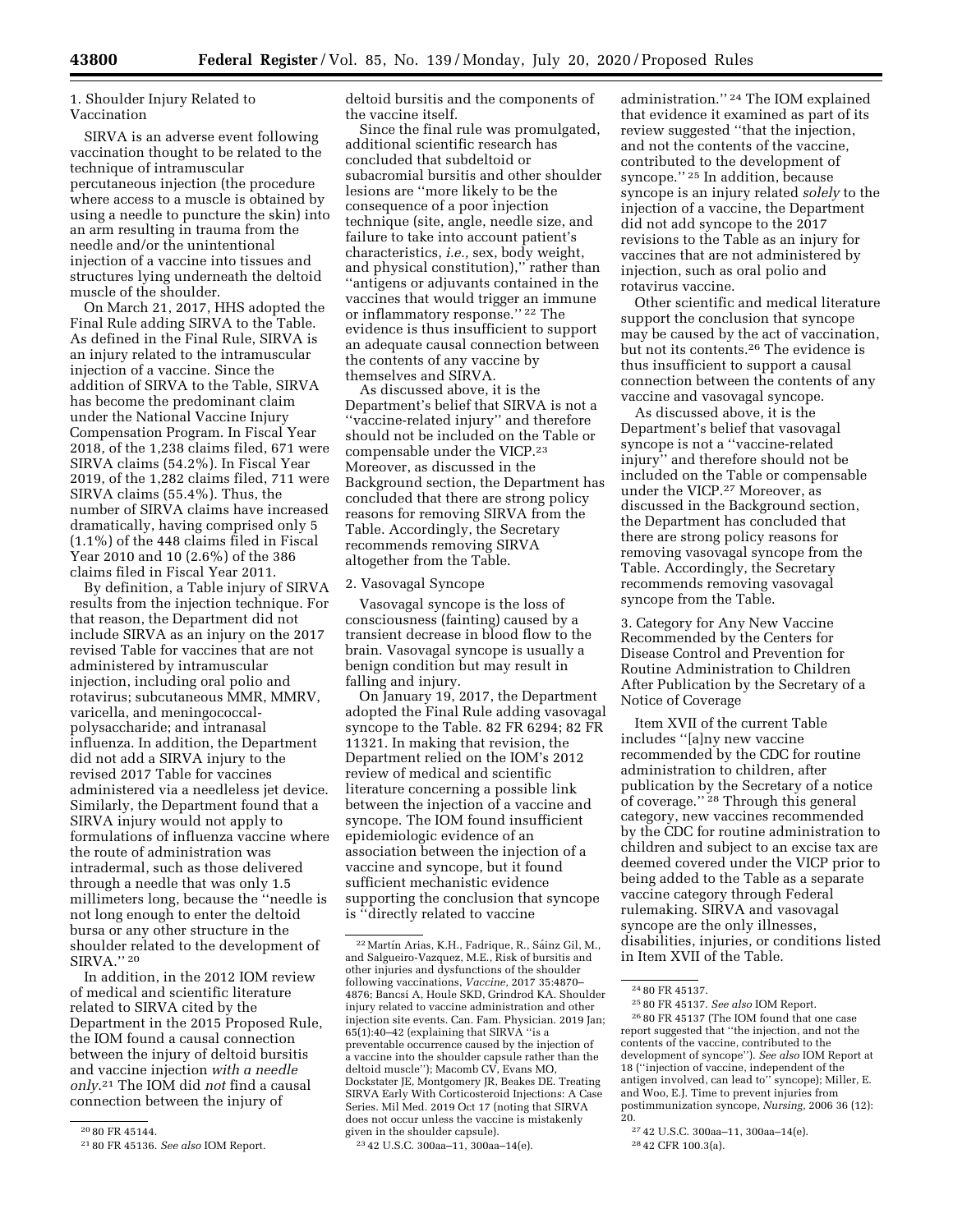1. Shoulder Injury Related to Vaccination

SIRVA is an adverse event following vaccination thought to be related to the technique of intramuscular percutaneous injection (the procedure where access to a muscle is obtained by using a needle to puncture the skin) into an arm resulting in trauma from the needle and/or the unintentional injection of a vaccine into tissues and structures lying underneath the deltoid muscle of the shoulder.

On March 21, 2017, HHS adopted the Final Rule adding SIRVA to the Table. As defined in the Final Rule, SIRVA is an injury related to the intramuscular injection of a vaccine. Since the addition of SIRVA to the Table, SIRVA has become the predominant claim under the National Vaccine Injury Compensation Program. In Fiscal Year 2018, of the 1,238 claims filed, 671 were SIRVA claims (54.2%). In Fiscal Year 2019, of the 1,282 claims filed, 711 were SIRVA claims (55.4%). Thus, the number of SIRVA claims have increased dramatically, having comprised only 5 (1.1%) of the 448 claims filed in Fiscal Year 2010 and 10 (2.6%) of the 386 claims filed in Fiscal Year 2011.

By definition, a Table injury of SIRVA results from the injection technique. For that reason, the Department did not include SIRVA as an injury on the 2017 revised Table for vaccines that are not administered by intramuscular injection, including oral polio and rotavirus; subcutaneous MMR, MMRV, varicella, and meningococcal-polysaccharide; and intranasal influenza. In addition, the Department did not add a SIRVA injury to the revised 2017 Table for vaccines administered via a needleless jet device. Similarly, the Department found that a SIRVA injury would not apply to formulations of influenza vaccine where the route of administration was intradermal, such as those delivered through a needle that was only 1.5 millimeters long, because the ''needle is not long enough to enter the deltoid bursa or any other structure in the shoulder related to the development of SIRVA.'' [20]

In addition, in the 2012 IOM review of medical and scientific literature related to SIRVA cited by the Department in the 2015 Proposed Rule, the IOM found a causal connection between the injury of deltoid bursitis and vaccine injection *with a needle only*.[21] The IOM did *not* find a causal connection between the injury of deltoid bursitis and the components of the vaccine itself.

Since the final rule was promulgated, additional scientific research has concluded that subdeltoid or subacromial bursitis and other shoulder lesions are ''more likely to be the consequence of a poor injection technique (site, angle, needle size, and failure to take into account patient's characteristics, *i.e.,* sex, body weight, and physical constitution),'' rather than ''antigens or adjuvants contained in the vaccines that would trigger an immune or inflammatory response.'' [22] The evidence is thus insufficient to support an adequate causal connection between the contents of any vaccine by themselves and SIRVA.

As discussed above, it is the Department's belief that SIRVA is not a ''vaccine-related injury'' and therefore should not be included on the Table or compensable under the VICP.[23] Moreover, as discussed in the Background section, the Department has concluded that there are strong policy reasons for removing SIRVA from the Table. Accordingly, the Secretary recommends removing SIRVA altogether from the Table.

2. Vasovagal Syncope

Vasovagal syncope is the loss of consciousness (fainting) caused by a transient decrease in blood flow to the brain. Vasovagal syncope is usually a benign condition but may result in falling and injury.

On January 19, 2017, the Department adopted the Final Rule adding vasovagal syncope to the Table. 82 FR 6294; 82 FR 11321. In making that revision, the Department relied on the IOM's 2012 review of medical and scientific literature concerning a possible link between the injection of a vaccine and syncope. The IOM found insufficient epidemiologic evidence of an association between the injection of a vaccine and syncope, but it found sufficient mechanistic evidence supporting the conclusion that syncope is ''directly related to vaccine administration.'' [24] The IOM explained that evidence it examined as part of its review suggested ''that the injection, and not the contents of the vaccine, contributed to the development of syncope.'' [25] In addition, because syncope is an injury related *solely* to the injection of a vaccine, the Department did not add syncope to the 2017 revisions to the Table as an injury for vaccines that are not administered by injection, such as oral polio and rotavirus vaccine.

Other scientific and medical literature support the conclusion that syncope may be caused by the act of vaccination, but not its contents.[26] The evidence is thus insufficient to support a causal connection between the contents of any vaccine and vasovagal syncope.

As discussed above, it is the Department's belief that vasovagal syncope is not a ''vaccine-related injury'' and therefore should not be included on the Table or compensable under the VICP.[27] Moreover, as discussed in the Background section, the Department has concluded that there are strong policy reasons for removing vasovagal syncope from the Table. Accordingly, the Secretary recommends removing vasovagal syncope from the Table.

3. Category for Any New Vaccine Recommended by the Centers for Disease Control and Prevention for Routine Administration to Children After Publication by the Secretary of a Notice of Coverage

Item XVII of the current Table includes ''[a]ny new vaccine recommended by the CDC for routine administration to children, after publication by the Secretary of a notice of coverage.'' [28] Through this general category, new vaccines recommended by the CDC for routine administration to children and subject to an excise tax are deemed covered under the VICP prior to being added to the Table as a separate vaccine category through Federal rulemaking. SIRVA and vasovagal syncope are the only illnesses, disabilities, injuries, or conditions listed in Item XVII of the Table.

---

[20] 80 FR 45144.

[21] 80 FR 45136. *See also* IOM Report.

[22] Martín Arias, K.H., Fadrique, R., Sáinz Gil, M., and Salgueiro-Vazquez, M.E., Risk of bursitis and other injuries and dysfunctions of the shoulder following vaccinations, *Vaccine,* 2017 35:4870–4876; Bancsi A, Houle SKD, Grindrod KA. Shoulder injury related to vaccine administration and other injection site events. Can. Fam. Physician. 2019 Jan; 65(1):40–42 (explaining that SIRVA ''is a preventable occurrence caused by the injection of a vaccine into the shoulder capsule rather than the deltoid muscle''); Macomb CV, Evans MO, Dockstater JE, Montgomery JR, Beakes DE. Treating SIRVA Early With Corticosteroid Injections: A Case Series. Mil Med. 2019 Oct 17 (noting that SIRVA does not occur unless the vaccine is mistakenly given in the shoulder capsule).

[23] 42 U.S.C. 300aa–11, 300aa–14(e).

[24] 80 FR 45137.

[25] 80 FR 45137. *See also* IOM Report.

[26] 80 FR 45137 (The IOM found that one case report suggested that ''the injection, and not the contents of the vaccine, contributed to the development of syncope''). *See also* IOM Report at 18 (''injection of vaccine, independent of the antigen involved, can lead to'' syncope); Miller, E. and Woo, E.J. Time to prevent injuries from postimmunization syncope, *Nursing,* 2006 36 (12): 20.

[27] 42 U.S.C. 300aa–11, 300aa–14(e).

[28] 42 CFR 100.3(a).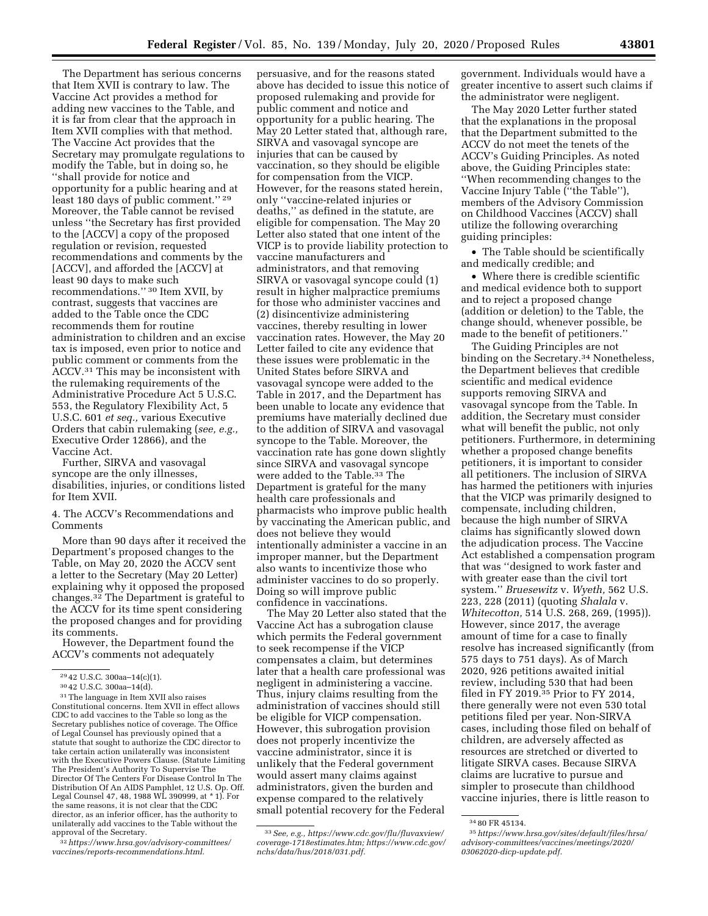The Department has serious concerns that Item XVII is contrary to law. The Vaccine Act provides a method for adding new vaccines to the Table, and it is far from clear that the approach in Item XVII complies with that method. The Vaccine Act provides that the Secretary may promulgate regulations to modify the Table, but in doing so, he ''shall provide for notice and opportunity for a public hearing and at least 180 days of public comment.'' [29] Moreover, the Table cannot be revised unless ''the Secretary has first provided to the [ACCV] a copy of the proposed regulation or revision, requested recommendations and comments by the [ACCV], and afforded the [ACCV] at least 90 days to make such recommendations.'' [30] Item XVII, by contrast, suggests that vaccines are added to the Table once the CDC recommends them for routine administration to children and an excise tax is imposed, even prior to notice and public comment or comments from the ACCV.[31] This may be inconsistent with the rulemaking requirements of the Administrative Procedure Act 5 U.S.C. 553, the Regulatory Flexibility Act, 5 U.S.C. 601 *et seq.,* various Executive Orders that cabin rulemaking (*see, e.g.,* Executive Order 12866), and the Vaccine Act.

Further, SIRVA and vasovagal syncope are the only illnesses, disabilities, injuries, or conditions listed for Item XVII.

4. The ACCV's Recommendations and Comments

More than 90 days after it received the Department's proposed changes to the Table, on May 20, 2020 the ACCV sent a letter to the Secretary (May 20 Letter) explaining why it opposed the proposed changes.[32] The Department is grateful to the ACCV for its time spent considering the proposed changes and for providing its comments.

However, the Department found the ACCV's comments not adequately persuasive, and for the reasons stated above has decided to issue this notice of proposed rulemaking and provide for public comment and notice and opportunity for a public hearing. The May 20 Letter stated that, although rare, SIRVA and vasovagal syncope are injuries that can be caused by vaccination, so they should be eligible for compensation from the VICP. However, for the reasons stated herein, only ''vaccine-related injuries or deaths,'' as defined in the statute, are eligible for compensation. The May 20 Letter also stated that one intent of the VICP is to provide liability protection to vaccine manufacturers and administrators, and that removing SIRVA or vasovagal syncope could (1) result in higher malpractice premiums for those who administer vaccines and (2) disincentivize administering vaccines, thereby resulting in lower vaccination rates. However, the May 20 Letter failed to cite any evidence that these issues were problematic in the United States before SIRVA and vasovagal syncope were added to the Table in 2017, and the Department has been unable to locate any evidence that premiums have materially declined due to the addition of SIRVA and vasovagal syncope to the Table. Moreover, the vaccination rate has gone down slightly since SIRVA and vasovagal syncope were added to the Table.[33] The Department is grateful for the many health care professionals and pharmacists who improve public health by vaccinating the American public, and does not believe they would intentionally administer a vaccine in an improper manner, but the Department also wants to incentivize those who administer vaccines to do so properly. Doing so will improve public confidence in vaccinations.

The May 20 Letter also stated that the Vaccine Act has a subrogation clause which permits the Federal government to seek recompense if the VICP compensates a claim, but determines later that a health care professional was negligent in administering a vaccine. Thus, injury claims resulting from the administration of vaccines should still be eligible for VICP compensation. However, this subrogation provision does not properly incentivize the vaccine administrator, since it is unlikely that the Federal government would assert many claims against administrators, given the burden and expense compared to the relatively small potential recovery for the Federal government. Individuals would have a greater incentive to assert such claims if the administrator were negligent.

The May 2020 Letter further stated that the explanations in the proposal that the Department submitted to the ACCV do not meet the tenets of the ACCV's Guiding Principles. As noted above, the Guiding Principles state: ''When recommending changes to the Vaccine Injury Table (''the Table''), members of the Advisory Commission on Childhood Vaccines (ACCV) shall utilize the following overarching guiding principles:

- The Table should be scientifically and medically credible; and
- Where there is credible scientific and medical evidence both to support and to reject a proposed change (addition or deletion) to the Table, the change should, whenever possible, be made to the benefit of petitioners.''

The Guiding Principles are not binding on the Secretary.[34] Nonetheless, the Department believes that credible scientific and medical evidence supports removing SIRVA and vasovagal syncope from the Table. In addition, the Secretary must consider what will benefit the public, not only petitioners. Furthermore, in determining whether a proposed change benefits petitioners, it is important to consider all petitioners. The inclusion of SIRVA has harmed the petitioners with injuries that the VICP was primarily designed to compensate, including children, because the high number of SIRVA claims has significantly slowed down the adjudication process. The Vaccine Act established a compensation program that was ''designed to work faster and with greater ease than the civil tort system.'' *Bruesewitz* v. *Wyeth,* 562 U.S. 223, 228 (2011) (quoting *Shalala* v. *Whitecotton,* 514 U.S. 268, 269, (1995)). However, since 2017, the average amount of time for a case to finally resolve has increased significantly (from 575 days to 751 days). As of March 2020, 926 petitions awaited initial review, including 530 that had been filed in FY 2019.[35] Prior to FY 2014, there generally were not even 530 total petitions filed per year. Non-SIRVA cases, including those filed on behalf of children, are adversely affected as resources are stretched or diverted to litigate SIRVA cases. Because SIRVA claims are lucrative to pursue and simpler to prosecute than childhood vaccine injuries, there is little reason to

---

[29] 42 U.S.C. 300aa–14(c)(1).

[30] 42 U.S.C. 300aa–14(d).

[31] The language in Item XVII also raises Constitutional concerns. Item XVII in effect allows CDC to add vaccines to the Table so long as the Secretary publishes notice of coverage. The Office of Legal Counsel has previously opined that a statute that sought to authorize the CDC director to take certain action unilaterally was inconsistent with the Executive Powers Clause. (Statute Limiting The President's Authority To Supervise The Director Of The Centers For Disease Control In The Distribution Of An AIDS Pamphlet, 12 U.S. Op. Off. Legal Counsel 47, 48, 1988 WL 390999, at * 1). For the same reasons, it is not clear that the CDC director, as an inferior officer, has the authority to unilaterally add vaccines to the Table without the approval of the Secretary.

[32] *https://www.hrsa.gov/advisory-committees/vaccines/reports-recommendations.html.*

[33] *See, e.g., https://www.cdc.gov/flu/fluvaxview/coverage-1718estimates.htm; https://www.cdc.gov/nchs/data/hus/2018/031.pdf.*

[34] 80 FR 45134.

[35] *https://www.hrsa.gov/sites/default/files/hrsa/advisory-committees/vaccines/meetings/2020/03062020-dicp-update.pdf.*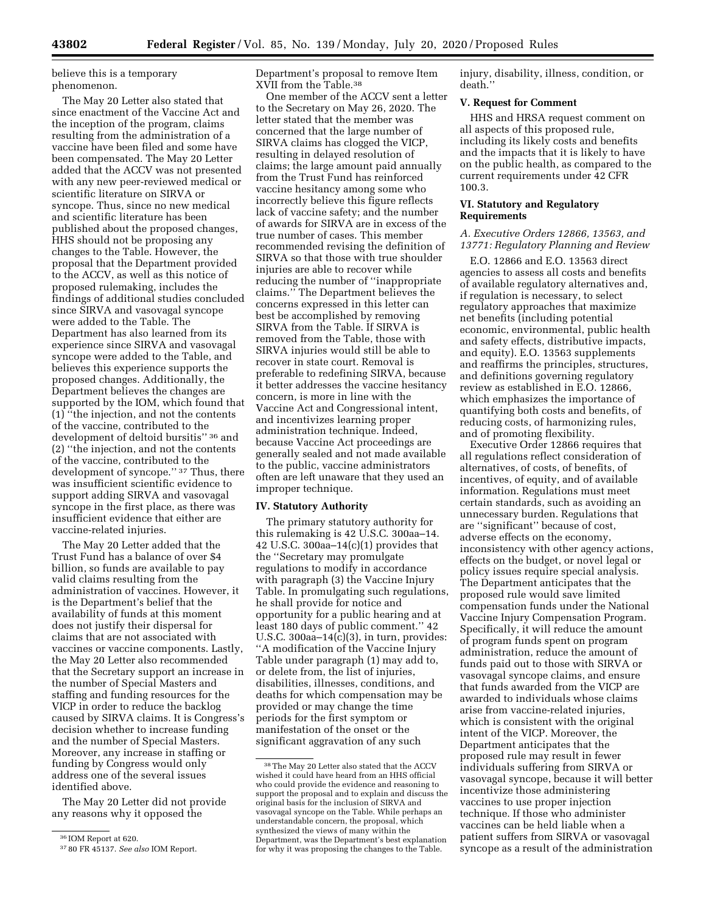believe this is a temporary phenomenon.

The May 20 Letter also stated that since enactment of the Vaccine Act and the inception of the program, claims resulting from the administration of a vaccine have been filed and some have been compensated. The May 20 Letter added that the ACCV was not presented with any new peer-reviewed medical or scientific literature on SIRVA or syncope. Thus, since no new medical and scientific literature has been published about the proposed changes, HHS should not be proposing any changes to the Table. However, the proposal that the Department provided to the ACCV, as well as this notice of proposed rulemaking, includes the findings of additional studies concluded since SIRVA and vasovagal syncope were added to the Table. The Department has also learned from its experience since SIRVA and vasovagal syncope were added to the Table, and believes this experience supports the proposed changes. Additionally, the Department believes the changes are supported by the IOM, which found that (1) ''the injection, and not the contents of the vaccine, contributed to the development of deltoid bursitis'' [36] and (2) ''the injection, and not the contents of the vaccine, contributed to the development of syncope.'' [37] Thus, there was insufficient scientific evidence to support adding SIRVA and vasovagal syncope in the first place, as there was insufficient evidence that either are vaccine-related injuries.

The May 20 Letter added that the Trust Fund has a balance of over $4 billion, so funds are available to pay valid claims resulting from the administration of vaccines. However, it is the Department's belief that the availability of funds at this moment does not justify their dispersal for claims that are not associated with vaccines or vaccine components. Lastly, the May 20 Letter also recommended that the Secretary support an increase in the number of Special Masters and staffing and funding resources for the VICP in order to reduce the backlog caused by SIRVA claims. It is Congress's decision whether to increase funding and the number of Special Masters. Moreover, any increase in staffing or funding by Congress would only address one of the several issues identified above.

The May 20 Letter did not provide any reasons why it opposed the Department's proposal to remove Item XVII from the Table.[38]

One member of the ACCV sent a letter to the Secretary on May 26, 2020. The letter stated that the member was concerned that the large number of SIRVA claims has clogged the VICP, resulting in delayed resolution of claims; the large amount paid annually from the Trust Fund has reinforced vaccine hesitancy among some who incorrectly believe this figure reflects lack of vaccine safety; and the number of awards for SIRVA are in excess of the true number of cases. This member recommended revising the definition of SIRVA so that those with true shoulder injuries are able to recover while reducing the number of ''inappropriate claims.'' The Department believes the concerns expressed in this letter can best be accomplished by removing SIRVA from the Table. If SIRVA is removed from the Table, those with SIRVA injuries would still be able to recover in state court. Removal is preferable to redefining SIRVA, because it better addresses the vaccine hesitancy concern, is more in line with the Vaccine Act and Congressional intent, and incentivizes learning proper administration technique. Indeed, because Vaccine Act proceedings are generally sealed and not made available to the public, vaccine administrators often are left unaware that they used an improper technique.

## IV. Statutory Authority

The primary statutory authority for this rulemaking is 42 U.S.C. 300aa–14. 42 U.S.C. 300aa–14(c)(1) provides that the ''Secretary may promulgate regulations to modify in accordance with paragraph (3) the Vaccine Injury Table. In promulgating such regulations, he shall provide for notice and opportunity for a public hearing and at least 180 days of public comment.'' 42 U.S.C. 300aa–14(c)(3), in turn, provides: ''A modification of the Vaccine Injury Table under paragraph (1) may add to, or delete from, the list of injuries, disabilities, illnesses, conditions, and deaths for which compensation may be provided or may change the time periods for the first symptom or manifestation of the onset or the significant aggravation of any such injury, disability, illness, condition, or death.''

## V. Request for Comment

HHS and HRSA request comment on all aspects of this proposed rule, including its likely costs and benefits and the impacts that it is likely to have on the public health, as compared to the current requirements under 42 CFR 100.3.

## VI. Statutory and Regulatory Requirements

### *A. Executive Orders 12866, 13563, and 13771: Regulatory Planning and Review*

E.O. 12866 and E.O. 13563 direct agencies to assess all costs and benefits of available regulatory alternatives and, if regulation is necessary, to select regulatory approaches that maximize net benefits (including potential economic, environmental, public health and safety effects, distributive impacts, and equity). E.O. 13563 supplements and reaffirms the principles, structures, and definitions governing regulatory review as established in E.O. 12866, which emphasizes the importance of quantifying both costs and benefits, of reducing costs, of harmonizing rules, and of promoting flexibility.

Executive Order 12866 requires that all regulations reflect consideration of alternatives, of costs, of benefits, of incentives, of equity, and of available information. Regulations must meet certain standards, such as avoiding an unnecessary burden. Regulations that are ''significant'' because of cost, adverse effects on the economy, inconsistency with other agency actions, effects on the budget, or novel legal or policy issues require special analysis. The Department anticipates that the proposed rule would save limited compensation funds under the National Vaccine Injury Compensation Program. Specifically, it will reduce the amount of program funds spent on program administration, reduce the amount of funds paid out to those with SIRVA or vasovagal syncope claims, and ensure that funds awarded from the VICP are awarded to individuals whose claims arise from vaccine-related injuries, which is consistent with the original intent of the VICP. Moreover, the Department anticipates that the proposed rule may result in fewer individuals suffering from SIRVA or vasovagal syncope, because it will better incentivize those administering vaccines to use proper injection technique. If those who administer vaccines can be held liable when a patient suffers from SIRVA or vasovagal syncope as a result of the administration

---

[36] IOM Report at 620.

[37] 80 FR 45137. *See also* IOM Report.

[38] The May 20 Letter also stated that the ACCV wished it could have heard from an HHS official who could provide the evidence and reasoning to support the proposal and to explain and discuss the original basis for the inclusion of SIRVA and vasovagal syncope on the Table. While perhaps an understandable concern, the proposal, which synthesized the views of many within the Department, was the Department's best explanation for why it was proposing the changes to the Table.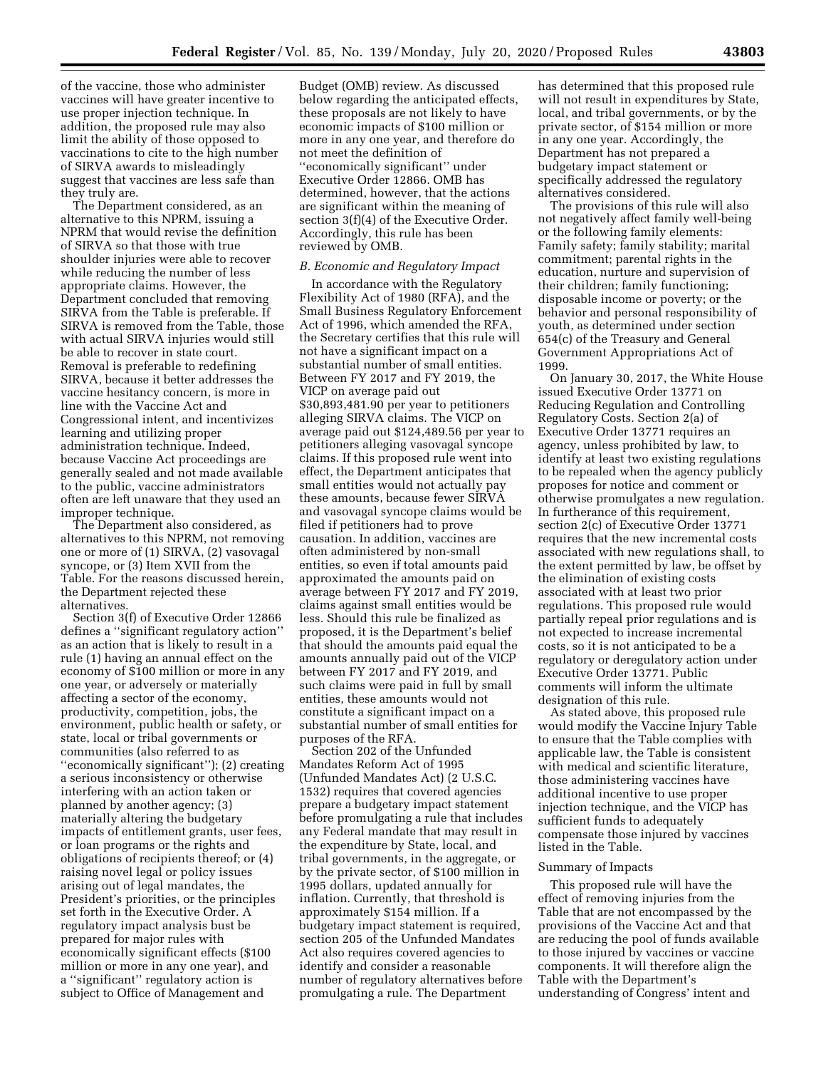of the vaccine, those who administer vaccines will have greater incentive to use proper injection technique. In addition, the proposed rule may also limit the ability of those opposed to vaccinations to cite to the high number of SIRVA awards to misleadingly suggest that vaccines are less safe than they truly are.

The Department considered, as an alternative to this NPRM, issuing a NPRM that would revise the definition of SIRVA so that those with true shoulder injuries were able to recover while reducing the number of less appropriate claims. However, the Department concluded that removing SIRVA from the Table is preferable. If SIRVA is removed from the Table, those with actual SIRVA injuries would still be able to recover in state court. Removal is preferable to redefining SIRVA, because it better addresses the vaccine hesitancy concern, is more in line with the Vaccine Act and Congressional intent, and incentivizes learning and utilizing proper administration technique. Indeed, because Vaccine Act proceedings are generally sealed and not made available to the public, vaccine administrators often are left unaware that they used an improper technique.

The Department also considered, as alternatives to this NPRM, not removing one or more of (1) SIRVA, (2) vasovagal syncope, or (3) Item XVII from the Table. For the reasons discussed herein, the Department rejected these alternatives.

Section 3(f) of Executive Order 12866 defines a ''significant regulatory action'' as an action that is likely to result in a rule (1) having an annual effect on the economy of $100 million or more in any one year, or adversely or materially affecting a sector of the economy, productivity, competition, jobs, the environment, public health or safety, or state, local or tribal governments or communities (also referred to as ''economically significant''); (2) creating a serious inconsistency or otherwise interfering with an action taken or planned by another agency; (3) materially altering the budgetary impacts of entitlement grants, user fees, or loan programs or the rights and obligations of recipients thereof; or (4) raising novel legal or policy issues arising out of legal mandates, the President's priorities, or the principles set forth in the Executive Order. A regulatory impact analysis bust be prepared for major rules with economically significant effects ($100 million or more in any one year), and a ''significant'' regulatory action is subject to Office of Management and Budget (OMB) review. As discussed below regarding the anticipated effects, these proposals are not likely to have economic impacts of $100 million or more in any one year, and therefore do not meet the definition of ''economically significant'' under Executive Order 12866. OMB has determined, however, that the actions are significant within the meaning of section 3(f)(4) of the Executive Order. Accordingly, this rule has been reviewed by OMB.

*B. Economic and Regulatory Impact*

In accordance with the Regulatory Flexibility Act of 1980 (RFA), and the Small Business Regulatory Enforcement Act of 1996, which amended the RFA, the Secretary certifies that this rule will not have a significant impact on a substantial number of small entities. Between FY 2017 and FY 2019, the VICP on average paid out $30,893,481.90 per year to petitioners alleging SIRVA claims. The VICP on average paid out $124,489.56 per year to petitioners alleging vasovagal syncope claims. If this proposed rule went into effect, the Department anticipates that small entities would not actually pay these amounts, because fewer SIRVA and vasovagal syncope claims would be filed if petitioners had to prove causation. In addition, vaccines are often administered by non-small entities, so even if total amounts paid approximated the amounts paid on average between FY 2017 and FY 2019, claims against small entities would be less. Should this rule be finalized as proposed, it is the Department's belief that should the amounts paid equal the amounts annually paid out of the VICP between FY 2017 and FY 2019, and such claims were paid in full by small entities, these amounts would not constitute a significant impact on a substantial number of small entities for purposes of the RFA.

Section 202 of the Unfunded Mandates Reform Act of 1995 (Unfunded Mandates Act) (2 U.S.C. 1532) requires that covered agencies prepare a budgetary impact statement before promulgating a rule that includes any Federal mandate that may result in the expenditure by State, local, and tribal governments, in the aggregate, or by the private sector, of $100 million in 1995 dollars, updated annually for inflation. Currently, that threshold is approximately $154 million. If a budgetary impact statement is required, section 205 of the Unfunded Mandates Act also requires covered agencies to identify and consider a reasonable number of regulatory alternatives before promulgating a rule. The Department has determined that this proposed rule will not result in expenditures by State, local, and tribal governments, or by the private sector, of $154 million or more in any one year. Accordingly, the Department has not prepared a budgetary impact statement or specifically addressed the regulatory alternatives considered.

The provisions of this rule will also not negatively affect family well-being or the following family elements: Family safety; family stability; marital commitment; parental rights in the education, nurture and supervision of their children; family functioning; disposable income or poverty; or the behavior and personal responsibility of youth, as determined under section 654(c) of the Treasury and General Government Appropriations Act of 1999.

On January 30, 2017, the White House issued Executive Order 13771 on Reducing Regulation and Controlling Regulatory Costs. Section 2(a) of Executive Order 13771 requires an agency, unless prohibited by law, to identify at least two existing regulations to be repealed when the agency publicly proposes for notice and comment or otherwise promulgates a new regulation. In furtherance of this requirement, section 2(c) of Executive Order 13771 requires that the new incremental costs associated with new regulations shall, to the extent permitted by law, be offset by the elimination of existing costs associated with at least two prior regulations. This proposed rule would partially repeal prior regulations and is not expected to increase incremental costs, so it is not anticipated to be a regulatory or deregulatory action under Executive Order 13771. Public comments will inform the ultimate designation of this rule.

As stated above, this proposed rule would modify the Vaccine Injury Table to ensure that the Table complies with applicable law, the Table is consistent with medical and scientific literature, those administering vaccines have additional incentive to use proper injection technique, and the VICP has sufficient funds to adequately compensate those injured by vaccines listed in the Table.

Summary of Impacts

This proposed rule will have the effect of removing injuries from the Table that are not encompassed by the provisions of the Vaccine Act and that are reducing the pool of funds available to those injured by vaccines or vaccine components. It will therefore align the Table with the Department's understanding of Congress' intent and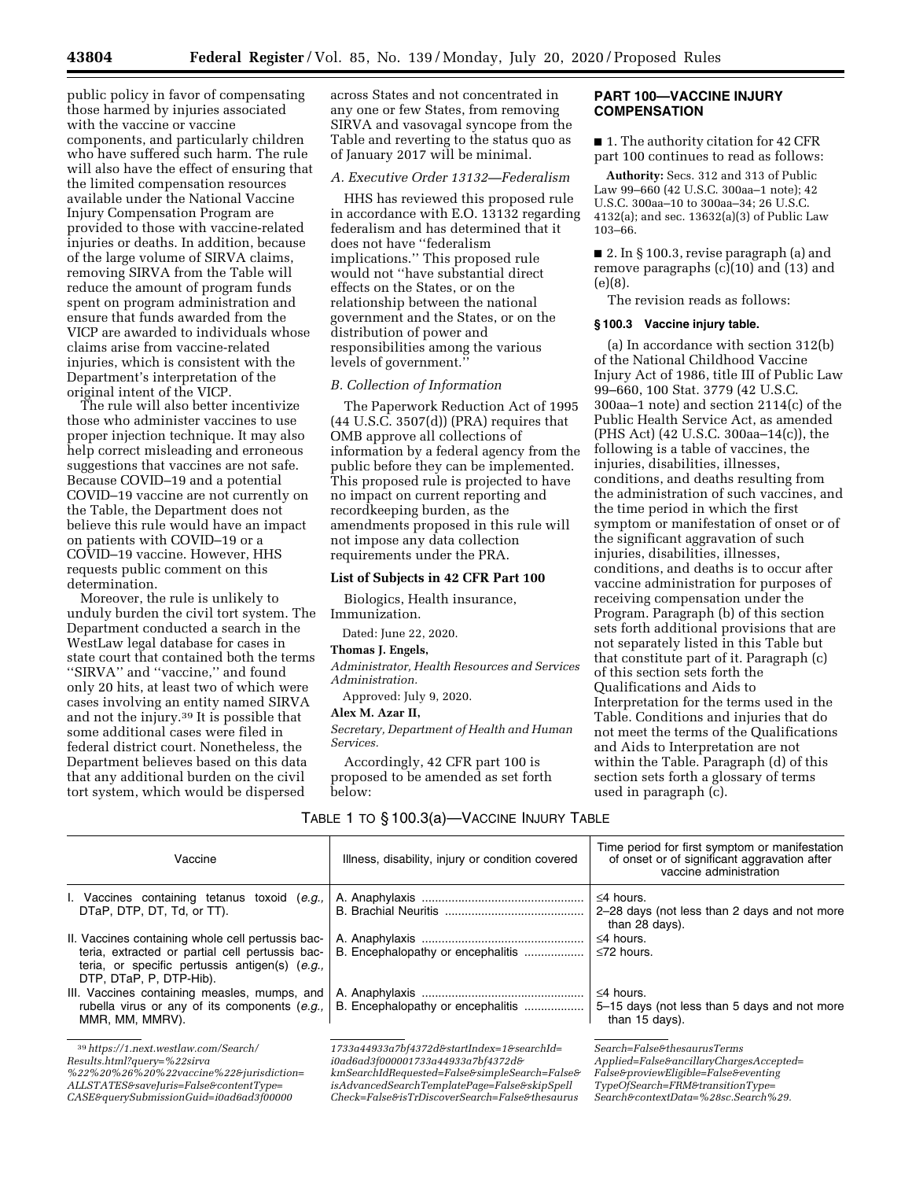public policy in favor of compensating those harmed by injuries associated with the vaccine or vaccine components, and particularly children who have suffered such harm. The rule will also have the effect of ensuring that the limited compensation resources available under the National Vaccine Injury Compensation Program are provided to those with vaccine-related injuries or deaths. In addition, because of the large volume of SIRVA claims, removing SIRVA from the Table will reduce the amount of program funds spent on program administration and ensure that funds awarded from the VICP are awarded to individuals whose claims arise from vaccine-related injuries, which is consistent with the Department's interpretation of the original intent of the VICP.

The rule will also better incentivize those who administer vaccines to use proper injection technique. It may also help correct misleading and erroneous suggestions that vaccines are not safe. Because COVID–19 and a potential COVID–19 vaccine are not currently on the Table, the Department does not believe this rule would have an impact on patients with COVID–19 or a COVID–19 vaccine. However, HHS requests public comment on this determination.

Moreover, the rule is unlikely to unduly burden the civil tort system. The Department conducted a search in the WestLaw legal database for cases in state court that contained both the terms ''SIRVA'' and ''vaccine,'' and found only 20 hits, at least two of which were cases involving an entity named SIRVA and not the injury.[39] It is possible that some additional cases were filed in federal district court. Nonetheless, the Department believes based on this data that any additional burden on the civil tort system, which would be dispersed across States and not concentrated in any one or few States, from removing SIRVA and vasovagal syncope from the Table and reverting to the status quo as of January 2017 will be minimal.

### *A. Executive Order 13132—Federalism*

HHS has reviewed this proposed rule in accordance with E.O. 13132 regarding federalism and has determined that it does not have ''federalism implications.'' This proposed rule would not ''have substantial direct effects on the States, or on the relationship between the national government and the States, or on the distribution of power and responsibilities among the various levels of government.''

### *B. Collection of Information*

The Paperwork Reduction Act of 1995 (44 U.S.C. 3507(d)) (PRA) requires that OMB approve all collections of information by a federal agency from the public before they can be implemented. This proposed rule is projected to have no impact on current reporting and recordkeeping burden, as the amendments proposed in this rule will not impose any data collection requirements under the PRA.

### List of Subjects in 42 CFR Part 100

Biologics, Health insurance, Immunization.

Dated: June 22, 2020.

**Thomas J. Engels,**

*Administrator, Health Resources and Services Administration.*

Approved: July 9, 2020.

**Alex M. Azar II,**

*Secretary, Department of Health and Human Services.*

Accordingly, 42 CFR part 100 is proposed to be amended as set forth below:

## PART 100—VACCINE INJURY COMPENSATION

■ 1. The authority citation for 42 CFR part 100 continues to read as follows:

**Authority:** Secs. 312 and 313 of Public Law 99–660 (42 U.S.C. 300aa–1 note); 42 U.S.C. 300aa–10 to 300aa–34; 26 U.S.C. 4132(a); and sec. 13632(a)(3) of Public Law 103–66.

■ 2. In § 100.3, revise paragraph (a) and remove paragraphs (c)(10) and (13) and (e)(8).

The revision reads as follows:

### § 100.3 Vaccine injury table.

(a) In accordance with section 312(b) of the National Childhood Vaccine Injury Act of 1986, title III of Public Law 99–660, 100 Stat. 3779 (42 U.S.C. 300aa–1 note) and section 2114(c) of the Public Health Service Act, as amended (PHS Act) (42 U.S.C. 300aa–14(c)), the following is a table of vaccines, the injuries, disabilities, illnesses, conditions, and deaths resulting from the administration of such vaccines, and the time period in which the first symptom or manifestation of onset or of the significant aggravation of such injuries, disabilities, illnesses, conditions, and deaths is to occur after vaccine administration for purposes of receiving compensation under the Program. Paragraph (b) of this section sets forth additional provisions that are not separately listed in this Table but that constitute part of it. Paragraph (c) of this section sets forth the Qualifications and Aids to Interpretation for the terms used in the Table. Conditions and injuries that do not meet the terms of the Qualifications and Aids to Interpretation are not within the Table. Paragraph (d) of this section sets forth a glossary of terms used in paragraph (c).

TABLE 1 TO § 100.3(a)—VACCINE INJURY TABLE

| Vaccine | Illness, disability, injury or condition covered | Time period for first symptom or manifestation of onset or of significant aggravation after vaccine administration |
|---|---|---|
| I. Vaccines containing tetanus toxoid (*e.g.,* DTaP, DTP, DT, Td, or TT). | A. Anaphylaxis | ≤4 hours. |
| | B. Brachial Neuritis | 2–28 days (not less than 2 days and not more than 28 days). |
| II. Vaccines containing whole cell pertussis bacteria, extracted or partial cell pertussis bacteria, or specific pertussis antigen(s) (*e.g.,* DTP, DTaP, P, DTP-Hib). | A. Anaphylaxis | ≤4 hours. |
| | B. Encephalopathy or encephalitis | ≤72 hours. |
| III. Vaccines containing measles, mumps, and rubella virus or any of its components (*e.g.,* MMR, MM, MMRV). | A. Anaphylaxis | ≤4 hours. |
| | B. Encephalopathy or encephalitis | 5–15 days (not less than 5 days and not more than 15 days). |

[39] *https://1.next.westlaw.com/Search/Results.html?query=%22sirva%22%20%26%20%22vaccine%22&jurisdiction=ALLSTATES&saveJuris=False&contentType=CASE&querySubmissionGuid=i0ad6ad3f000001733a44933a7bf4372d&startIndex=1&searchId=i0ad6ad3f000001733a44933a7bf4372d&kmSearchIdRequested=False&simpleSearch=False&isAdvancedSearchTemplatePage=False&skipSpellCheck=False&isTrDiscoverSearch=False&thesaurusSearch=False&thesaurusTermsApplied=False&ancillaryChargesAccepted=False&proviewEligible=False&eventingTypeOfSearch=FRM&transitionType=Search&contextData=%28sc.Search%29.*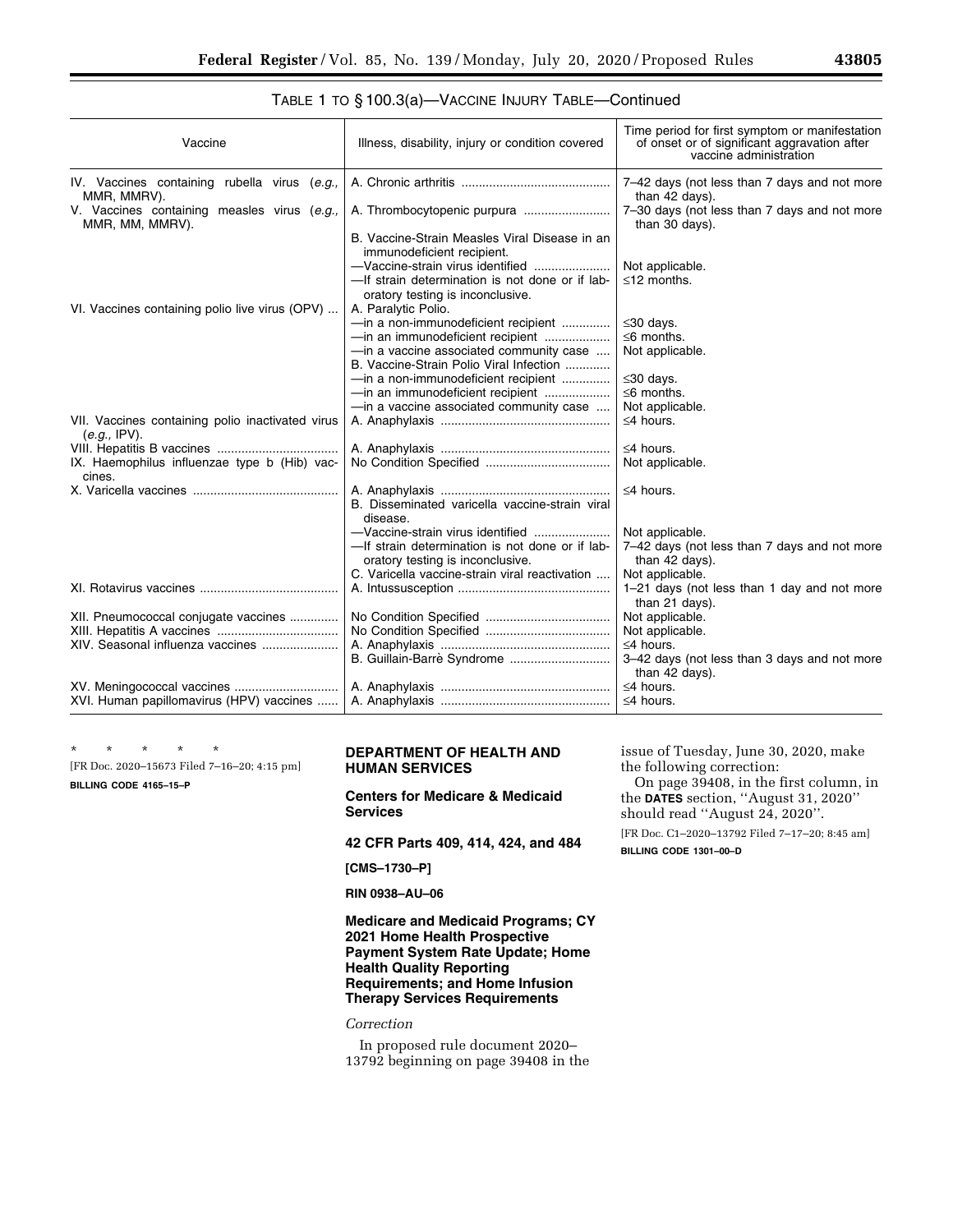TABLE 1 TO § 100.3(a)—VACCINE INJURY TABLE—Continued

| Vaccine | Illness, disability, injury or condition covered | Time period for first symptom or manifestation of onset or of significant aggravation after vaccine administration |
|---|---|---|
| IV. Vaccines containing rubella virus (*e.g.,* MMR, MMRV). | A. Chronic arthritis | 7–42 days (not less than 7 days and not more than 42 days). |
| V. Vaccines containing measles virus (*e.g.,* MMR, MM, MMRV). | A. Thrombocytopenic purpura | 7–30 days (not less than 7 days and not more than 30 days). |
| | B. Vaccine-Strain Measles Viral Disease in an immunodeficient recipient. | |
| | —Vaccine-strain virus identified | Not applicable. |
| | —If strain determination is not done or if laboratory testing is inconclusive. | ≤12 months. |
| VI. Vaccines containing polio live virus (OPV) | A. Paralytic Polio. | |
| | —in a non-immunodeficient recipient | ≤30 days. |
| | —in an immunodeficient recipient | ≤6 months. |
| | —in a vaccine associated community case | Not applicable. |
| | B. Vaccine-Strain Polio Viral Infection | |
| | —in a non-immunodeficient recipient | ≤30 days. |
| | —in an immunodeficient recipient | ≤6 months. |
| | —in a vaccine associated community case | Not applicable. |
| VII. Vaccines containing polio inactivated virus (*e.g.,* IPV). | A. Anaphylaxis | ≤4 hours. |
| VIII. Hepatitis B vaccines | A. Anaphylaxis | ≤4 hours. |
| IX. Haemophilus influenzae type b (Hib) vaccines. | No Condition Specified | Not applicable. |
| X. Varicella vaccines | A. Anaphylaxis | ≤4 hours. |
| | B. Disseminated varicella vaccine-strain viral disease. | |
| | —Vaccine-strain virus identified | Not applicable. |
| | —If strain determination is not done or if laboratory testing is inconclusive. | 7–42 days (not less than 7 days and not more than 42 days). |
| | C. Varicella vaccine-strain viral reactivation | Not applicable. |
| XI. Rotavirus vaccines | A. Intussusception | 1–21 days (not less than 1 day and not more than 21 days). |
| XII. Pneumococcal conjugate vaccines | No Condition Specified | Not applicable. |
| XIII. Hepatitis A vaccines | No Condition Specified | Not applicable. |
| XIV. Seasonal influenza vaccines | A. Anaphylaxis | ≤4 hours. |
| | B. Guillain-Barrè Syndrome | 3–42 days (not less than 3 days and not more than 42 days). |
| XV. Meningococcal vaccines | A. Anaphylaxis | ≤4 hours. |
| XVI. Human papillomavirus (HPV) vaccines | A. Anaphylaxis | ≤4 hours. |

\* \* \* \* \*

[FR Doc. 2020–15673 Filed 7–16–20; 4:15 pm]

**BILLING CODE 4165–15–P**

**DEPARTMENT OF HEALTH AND HUMAN SERVICES**

**Centers for Medicare & Medicaid Services**

**42 CFR Parts 409, 414, 424, and 484**

**[CMS–1730–P]**

**RIN 0938–AU–06**

**Medicare and Medicaid Programs; CY 2021 Home Health Prospective Payment System Rate Update; Home Health Quality Reporting Requirements; and Home Infusion Therapy Services Requirements**

*Correction*

In proposed rule document 2020–13792 beginning on page 39408 in the issue of Tuesday, June 30, 2020, make the following correction:

On page 39408, in the first column, in the **DATES** section, ''August 31, 2020'' should read ''August 24, 2020''.

[FR Doc. C1–2020–13792 Filed 7–17–20; 8:45 am]

**BILLING CODE 1301–00–D**